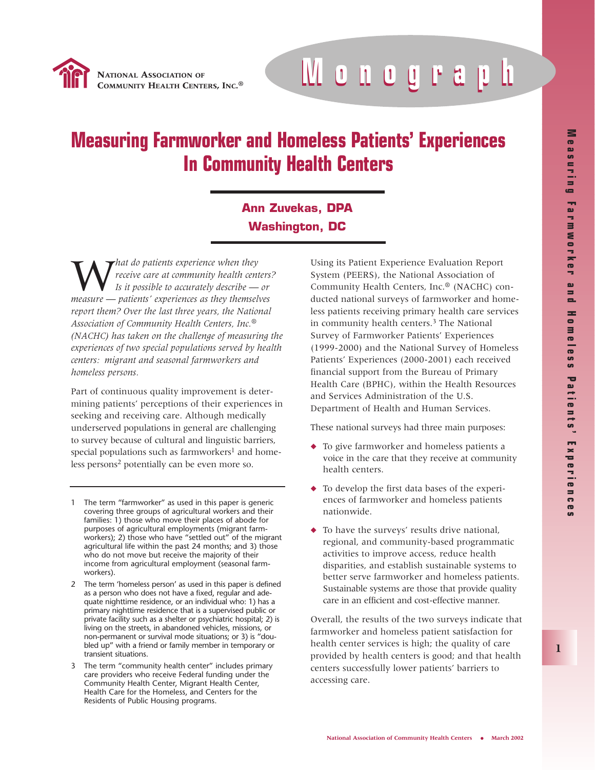**National Association of Community Health Centers, Inc.®**

**Monograph**

# Measuring Farmworker and Homeless Patients' Experiences In Community Health Centers

**Ann Zuvekas, DPA**
**Washington, DC**

*What do patients experience when they receive care at community health centers? Is it possible to accurately describe — or measure — patients' experiences as they themselves report them? Over the last three years, the National Association of Community Health Centers, Inc.® (NACHC) has taken on the challenge of measuring the experiences of two special populations served by health centers: migrant and seasonal farmworkers and homeless persons.*

Part of continuous quality improvement is determining patients' perceptions of their experiences in seeking and receiving care. Although medically underserved populations in general are challenging to survey because of cultural and linguistic barriers, special populations such as farmworkers[1] and homeless persons[2] potentially can be even more so.

Using its Patient Experience Evaluation Report System (PEERS), the National Association of Community Health Centers, Inc.® (NACHC) conducted national surveys of farmworker and homeless patients receiving primary health care services in community health centers.[3] The National Survey of Farmworker Patients' Experiences (1999-2000) and the National Survey of Homeless Patients' Experiences (2000-2001) each received financial support from the Bureau of Primary Health Care (BPHC), within the Health Resources and Services Administration of the U.S. Department of Health and Human Services.

These national surveys had three main purposes:

- To give farmworker and homeless patients a voice in the care that they receive at community health centers.
- To develop the first data bases of the experiences of farmworker and homeless patients nationwide.
- To have the surveys' results drive national, regional, and community-based programmatic activities to improve access, reduce health disparities, and establish sustainable systems to better serve farmworker and homeless patients. Sustainable systems are those that provide quality care in an efficient and cost-effective manner.

Overall, the results of the two surveys indicate that farmworker and homeless patient satisfaction for health center services is high; the quality of care provided by health centers is good; and that health centers successfully lower patients' barriers to accessing care.

---

1. The term "farmworker" as used in this paper is generic covering three groups of agricultural workers and their families: 1) those who move their places of abode for purposes of agricultural employments (migrant farmworkers); 2) those who have "settled out" of the migrant agricultural life within the past 24 months; and 3) those who do not move but receive the majority of their income from agricultural employment (seasonal farmworkers).
2. The term 'homeless person' as used in this paper is defined as a person who does not have a fixed, regular and adequate nighttime residence, or an individual who: 1) has a primary nighttime residence that is a supervised public or private facility such as a shelter or psychiatric hospital; 2) is living on the streets, in abandoned vehicles, missions, or non-permanent or survival mode situations; or 3) is "doubled up" with a friend or family member in temporary or transient situations.
3. The term "community health center" includes primary care providers who receive Federal funding under the Community Health Center, Migrant Health Center, Health Care for the Homeless, and Centers for the Residents of Public Housing programs.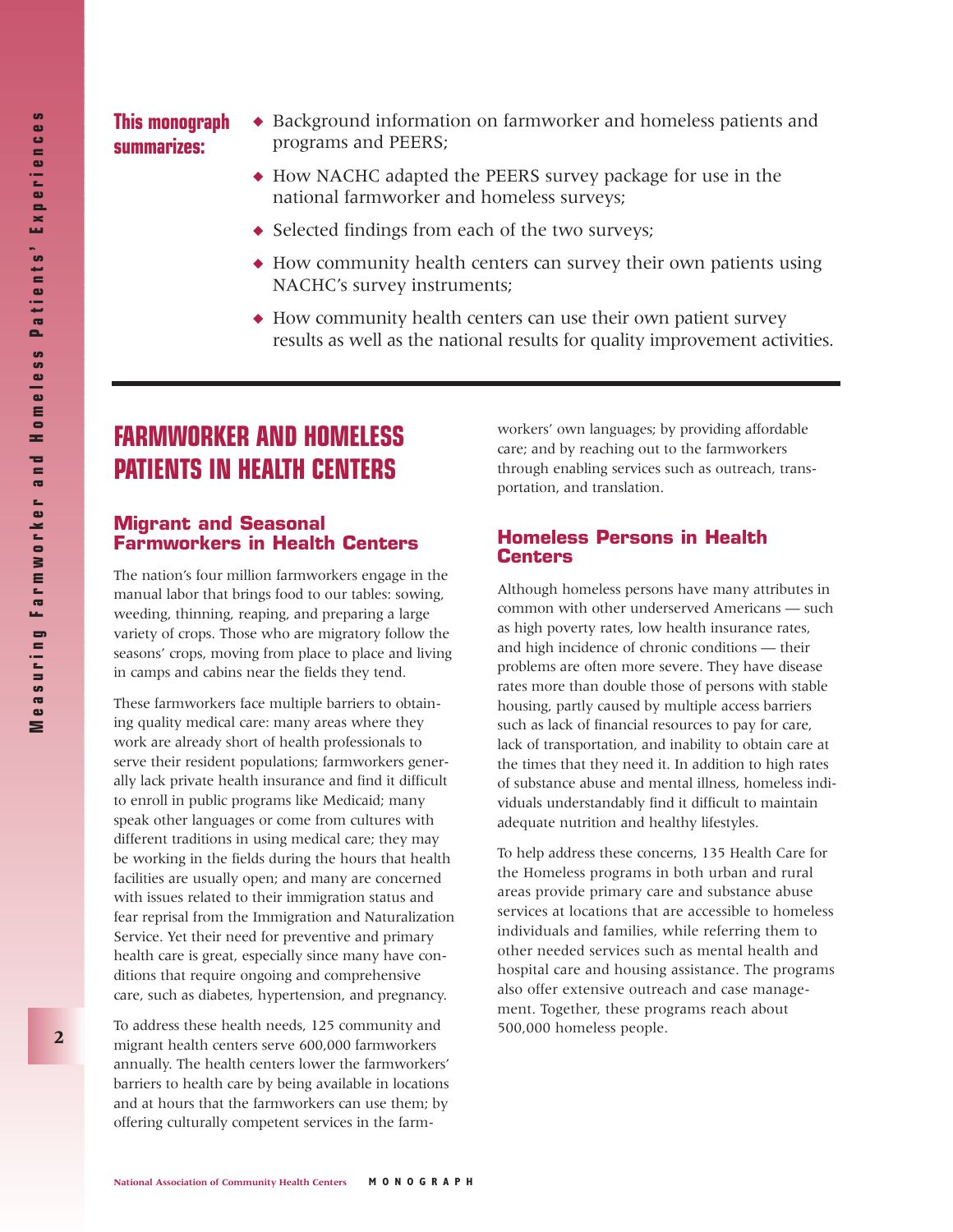**This monograph summarizes:**

- Background information on farmworker and homeless patients and programs and PEERS;
- How NACHC adapted the PEERS survey package for use in the national farmworker and homeless surveys;
- Selected findings from each of the two surveys;
- How community health centers can survey their own patients using NACHC's survey instruments;
- How community health centers can use their own patient survey results as well as the national results for quality improvement activities.

# FARMWORKER AND HOMELESS PATIENTS IN HEALTH CENTERS

## Migrant and Seasonal Farmworkers in Health Centers

The nation's four million farmworkers engage in the manual labor that brings food to our tables: sowing, weeding, thinning, reaping, and preparing a large variety of crops. Those who are migratory follow the seasons' crops, moving from place to place and living in camps and cabins near the fields they tend.

These farmworkers face multiple barriers to obtaining quality medical care: many areas where they work are already short of health professionals to serve their resident populations; farmworkers generally lack private health insurance and find it difficult to enroll in public programs like Medicaid; many speak other languages or come from cultures with different traditions in using medical care; they may be working in the fields during the hours that health facilities are usually open; and many are concerned with issues related to their immigration status and fear reprisal from the Immigration and Naturalization Service. Yet their need for preventive and primary health care is great, especially since many have conditions that require ongoing and comprehensive care, such as diabetes, hypertension, and pregnancy.

To address these health needs, 125 community and migrant health centers serve 600,000 farmworkers annually. The health centers lower the farmworkers' barriers to health care by being available in locations and at hours that the farmworkers can use them; by offering culturally competent services in the farmworkers' own languages; by providing affordable care; and by reaching out to the farmworkers through enabling services such as outreach, transportation, and translation.

## Homeless Persons in Health Centers

Although homeless persons have many attributes in common with other underserved Americans — such as high poverty rates, low health insurance rates, and high incidence of chronic conditions — their problems are often more severe. They have disease rates more than double those of persons with stable housing, partly caused by multiple access barriers such as lack of financial resources to pay for care, lack of transportation, and inability to obtain care at the times that they need it. In addition to high rates of substance abuse and mental illness, homeless individuals understandably find it difficult to maintain adequate nutrition and healthy lifestyles.

To help address these concerns, 135 Health Care for the Homeless programs in both urban and rural areas provide primary care and substance abuse services at locations that are accessible to homeless individuals and families, while referring them to other needed services such as mental health and hospital care and housing assistance. The programs also offer extensive outreach and case management. Together, these programs reach about 500,000 homeless people.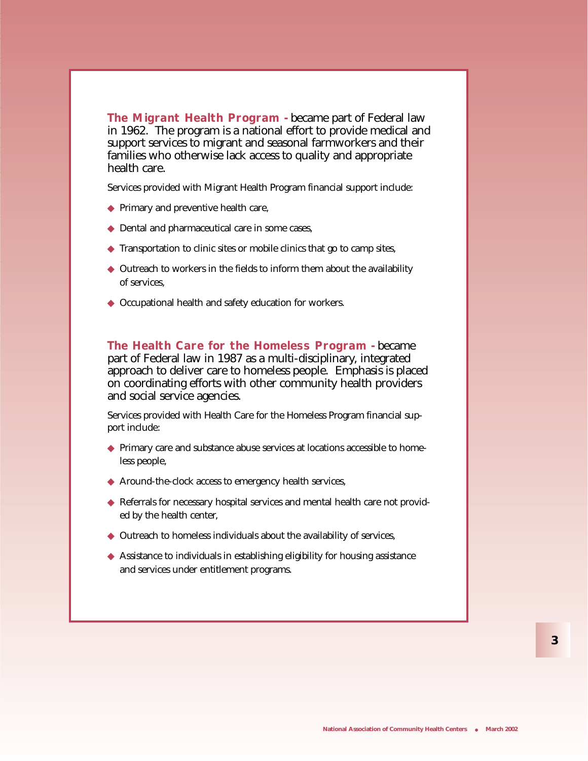**The Migrant Health Program -** became part of Federal law in 1962. The program is a national effort to provide medical and support services to migrant and seasonal farmworkers and their families who otherwise lack access to quality and appropriate health care.

Services provided with Migrant Health Program financial support include:

- Primary and preventive health care,
- Dental and pharmaceutical care in some cases,
- Transportation to clinic sites or mobile clinics that go to camp sites,
- Outreach to workers in the fields to inform them about the availability of services,
- Occupational health and safety education for workers.

**The Health Care for the Homeless Program -** became part of Federal law in 1987 as a multi-disciplinary, integrated approach to deliver care to homeless people. Emphasis is placed on coordinating efforts with other community health providers and social service agencies.

Services provided with Health Care for the Homeless Program financial support include:

- Primary care and substance abuse services at locations accessible to homeless people,
- Around-the-clock access to emergency health services,
- Referrals for necessary hospital services and mental health care not provided by the health center,
- Outreach to homeless individuals about the availability of services,
- Assistance to individuals in establishing eligibility for housing assistance and services under entitlement programs.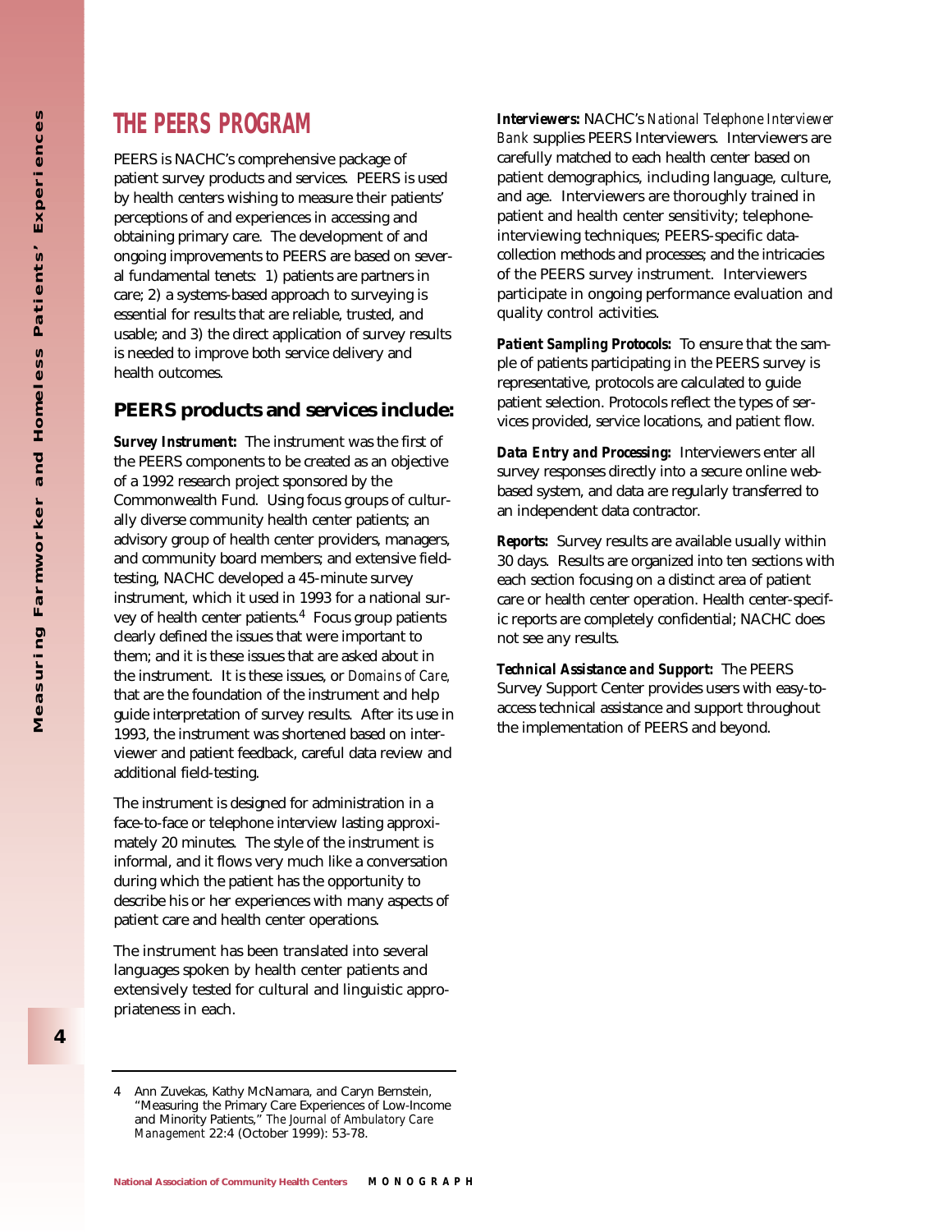# THE PEERS PROGRAM

PEERS is NACHC's comprehensive package of patient survey products and services. PEERS is used by health centers wishing to measure their patients' perceptions of and experiences in accessing and obtaining primary care. The development of and ongoing improvements to PEERS are based on several fundamental tenets: 1) patients are partners in care; 2) a systems-based approach to surveying is essential for results that are reliable, trusted, and usable; and 3) the direct application of survey results is needed to improve both service delivery and health outcomes.

## PEERS products and services include:

***Survey Instrument:*** The instrument was the first of the PEERS components to be created as an objective of a 1992 research project sponsored by the Commonwealth Fund. Using focus groups of culturally diverse community health center patients; an advisory group of health center providers, managers, and community board members; and extensive field-testing, NACHC developed a 45-minute survey instrument, which it used in 1993 for a national survey of health center patients.[4] Focus group patients clearly defined the issues that were important to them; and it is these issues that are asked about in the instrument. It is these issues, or *Domains of Care,* that are the foundation of the instrument and help guide interpretation of survey results. After its use in 1993, the instrument was shortened based on interviewer and patient feedback, careful data review and additional field-testing.

The instrument is designed for administration in a face-to-face or telephone interview lasting approximately 20 minutes. The style of the instrument is informal, and it flows very much like a conversation during which the patient has the opportunity to describe his or her experiences with many aspects of patient care and health center operations.

The instrument has been translated into several languages spoken by health center patients and extensively tested for cultural and linguistic appropriateness in each.

***Interviewers:*** NACHC's *National Telephone Interviewer Bank* supplies PEERS Interviewers. Interviewers are carefully matched to each health center based on patient demographics, including language, culture, and age. Interviewers are thoroughly trained in patient and health center sensitivity; telephone-interviewing techniques; PEERS-specific data-collection methods and processes; and the intricacies of the PEERS survey instrument. Interviewers participate in ongoing performance evaluation and quality control activities.

***Patient Sampling Protocols:*** To ensure that the sample of patients participating in the PEERS survey is representative, protocols are calculated to guide patient selection. Protocols reflect the types of services provided, service locations, and patient flow.

***Data Entry and Processing:*** Interviewers enter all survey responses directly into a secure online web-based system, and data are regularly transferred to an independent data contractor.

***Reports:*** Survey results are available usually within 30 days. Results are organized into ten sections with each section focusing on a distinct area of patient care or health center operation. Health center-specific reports are completely confidential; NACHC does not see any results.

***Technical Assistance and Support:*** The PEERS Survey Support Center provides users with easy-to-access technical assistance and support throughout the implementation of PEERS and beyond.

---

4 Ann Zuvekas, Kathy McNamara, and Caryn Bernstein, "Measuring the Primary Care Experiences of Low-Income and Minority Patients," *The Journal of Ambulatory Care Management* 22:4 (October 1999): 53-78.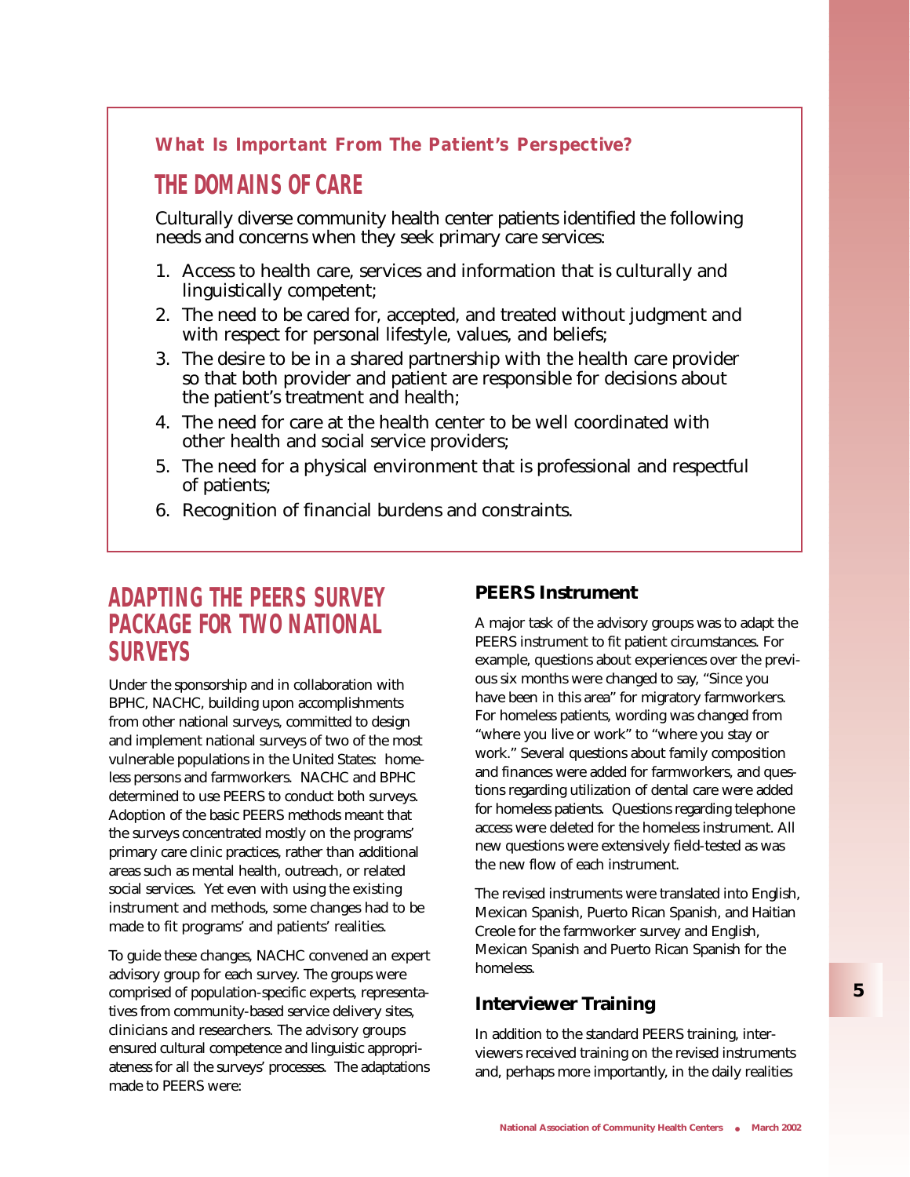**What Is Important From The Patient's Perspective?**

## THE DOMAINS OF CARE

Culturally diverse community health center patients identified the following needs and concerns when they seek primary care services:

1. Access to health care, services and information that is culturally and linguistically competent;
2. The need to be cared for, accepted, and treated without judgment and with respect for personal lifestyle, values, and beliefs;
3. The desire to be in a shared partnership with the health care provider so that both provider and patient are responsible for decisions about the patient's treatment and health;
4. The need for care at the health center to be well coordinated with other health and social service providers;
5. The need for a physical environment that is professional and respectful of patients;
6. Recognition of financial burdens and constraints.

## ADAPTING THE PEERS SURVEY PACKAGE FOR TWO NATIONAL SURVEYS

Under the sponsorship and in collaboration with BPHC, NACHC, building upon accomplishments from other national surveys, committed to design and implement national surveys of two of the most vulnerable populations in the United States: homeless persons and farmworkers. NACHC and BPHC determined to use PEERS to conduct both surveys. Adoption of the basic PEERS methods meant that the surveys concentrated mostly on the programs' primary care clinic practices, rather than additional areas such as mental health, outreach, or related social services. Yet even with using the existing instrument and methods, some changes had to be made to fit programs' and patients' realities.

To guide these changes, NACHC convened an expert advisory group for each survey. The groups were comprised of population-specific experts, representatives from community-based service delivery sites, clinicians and researchers. The advisory groups ensured cultural competence and linguistic appropriateness for all the surveys' processes. The adaptations made to PEERS were:

### PEERS Instrument

A major task of the advisory groups was to adapt the PEERS instrument to fit patient circumstances. For example, questions about experiences over the previous six months were changed to say, "Since you have been in this area" for migratory farmworkers. For homeless patients, wording was changed from "where you live or work" to "where you stay or work." Several questions about family composition and finances were added for farmworkers, and questions regarding utilization of dental care were added for homeless patients. Questions regarding telephone access were deleted for the homeless instrument. All new questions were extensively field-tested as was the new flow of each instrument.

The revised instruments were translated into English, Mexican Spanish, Puerto Rican Spanish, and Haitian Creole for the farmworker survey and English, Mexican Spanish and Puerto Rican Spanish for the homeless.

### Interviewer Training

In addition to the standard PEERS training, interviewers received training on the revised instruments and, perhaps more importantly, in the daily realities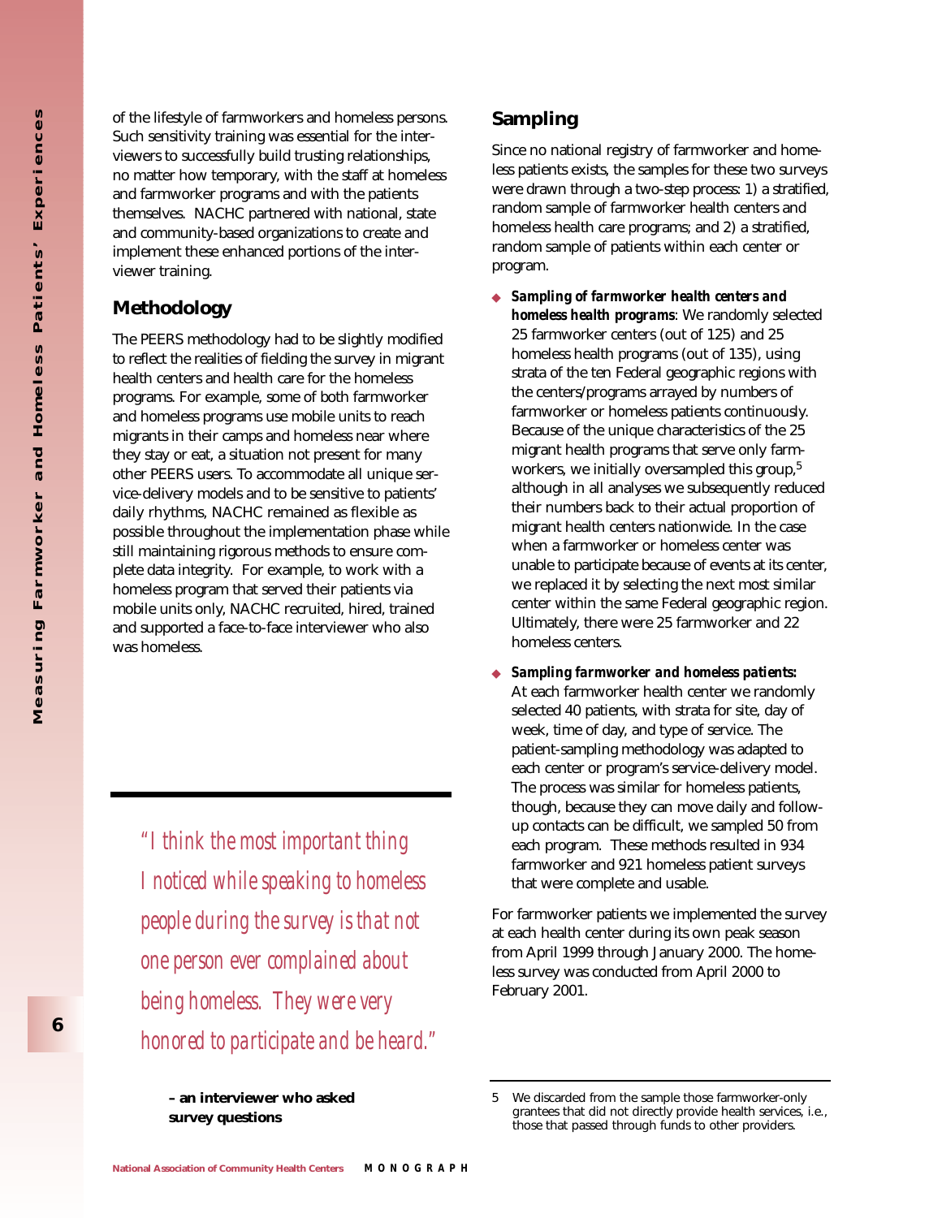of the lifestyle of farmworkers and homeless persons. Such sensitivity training was essential for the interviewers to successfully build trusting relationships, no matter how temporary, with the staff at homeless and farmworker programs and with the patients themselves. NACHC partnered with national, state and community-based organizations to create and implement these enhanced portions of the interviewer training.

## Methodology

The PEERS methodology had to be slightly modified to reflect the realities of fielding the survey in migrant health centers and health care for the homeless programs. For example, some of both farmworker and homeless programs use mobile units to reach migrants in their camps and homeless near where they stay or eat, a situation not present for many other PEERS users. To accommodate all unique service-delivery models and to be sensitive to patients' daily rhythms, NACHC remained as flexible as possible throughout the implementation phase while still maintaining rigorous methods to ensure complete data integrity. For example, to work with a homeless program that served their patients via mobile units only, NACHC recruited, hired, trained and supported a face-to-face interviewer who also was homeless.

> *"I think the most important thing I noticed while speaking to homeless people during the survey is that not one person ever complained about being homeless. They were very honored to participate and be heard."*
>
> **– an interviewer who asked survey questions**

## Sampling

Since no national registry of farmworker and homeless patients exists, the samples for these two surveys were drawn through a two-step process: 1) a stratified, random sample of farmworker health centers and homeless health care programs; and 2) a stratified, random sample of patients within each center or program.

- ***Sampling of farmworker health centers and homeless health programs***: We randomly selected 25 farmworker centers (out of 125) and 25 homeless health programs (out of 135), using strata of the ten Federal geographic regions with the centers/programs arrayed by numbers of farmworker or homeless patients continuously. Because of the unique characteristics of the 25 migrant health programs that serve only farmworkers, we initially oversampled this group,[5] although in all analyses we subsequently reduced their numbers back to their actual proportion of migrant health centers nationwide. In the case when a farmworker or homeless center was unable to participate because of events at its center, we replaced it by selecting the next most similar center within the same Federal geographic region. Ultimately, there were 25 farmworker and 22 homeless centers.
- ***Sampling farmworker and homeless patients:*** At each farmworker health center we randomly selected 40 patients, with strata for site, day of week, time of day, and type of service. The patient-sampling methodology was adapted to each center or program's service-delivery model. The process was similar for homeless patients, though, because they can move daily and follow-up contacts can be difficult, we sampled 50 from each program. These methods resulted in 934 farmworker and 921 homeless patient surveys that were complete and usable.

For farmworker patients we implemented the survey at each health center during its own peak season from April 1999 through January 2000. The homeless survey was conducted from April 2000 to February 2001.

---

5 We discarded from the sample those farmworker-only grantees that did not directly provide health services, i.e., those that passed through funds to other providers.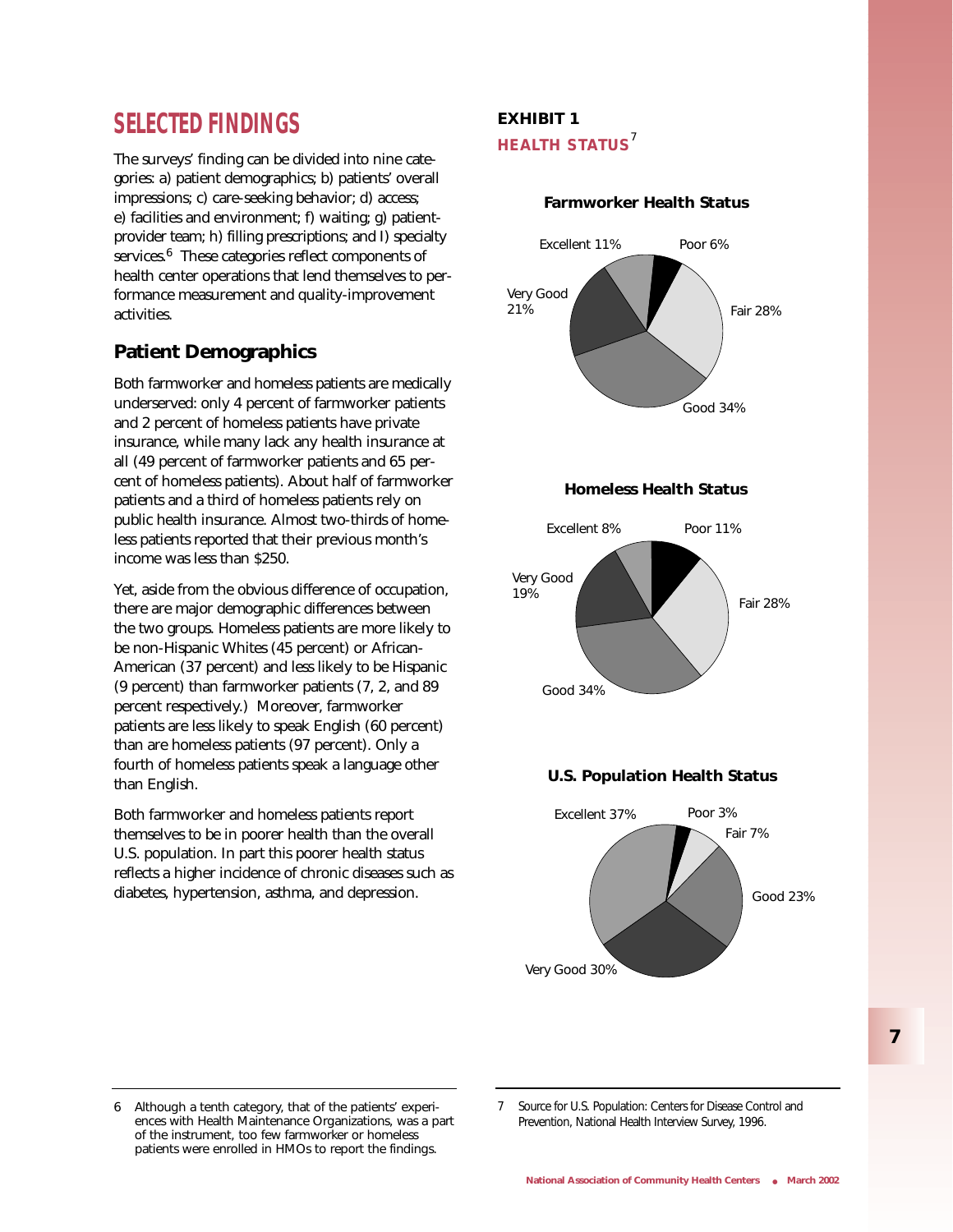## SELECTED FINDINGS

The surveys' finding can be divided into nine categories: a) patient demographics; b) patients' overall impressions; c) care-seeking behavior; d) access; e) facilities and environment; f) waiting; g) patient-provider team; h) filling prescriptions; and I) specialty services.[6] These categories reflect components of health center operations that lend themselves to performance measurement and quality-improvement activities.

### Patient Demographics

Both farmworker and homeless patients are medically underserved: only 4 percent of farmworker patients and 2 percent of homeless patients have private insurance, while many lack any health insurance at all (49 percent of farmworker patients and 65 percent of homeless patients). About half of farmworker patients and a third of homeless patients rely on public health insurance. Almost two-thirds of homeless patients reported that their previous month's income was less than $250.

Yet, aside from the obvious difference of occupation, there are major demographic differences between the two groups. Homeless patients are more likely to be non-Hispanic Whites (45 percent) or African-American (37 percent) and less likely to be Hispanic (9 percent) than farmworker patients (7, 2, and 89 percent respectively.) Moreover, farmworker patients are less likely to speak English (60 percent) than are homeless patients (97 percent). Only a fourth of homeless patients speak a language other than English.

Both farmworker and homeless patients report themselves to be in poorer health than the overall U.S. population. In part this poorer health status reflects a higher incidence of chronic diseases such as diabetes, hypertension, asthma, and depression.

**EXHIBIT 1**
**HEALTH STATUS**[7]

**Farmworker Health Status**

| Status | Percent |
|---|---|
| Excellent | 11% |
| Very Good | 21% |
| Good | 34% |
| Fair | 28% |
| Poor | 6% |

**Homeless Health Status**

| Status | Percent |
|---|---|
| Excellent | 8% |
| Very Good | 19% |
| Good | 34% |
| Fair | 28% |
| Poor | 11% |

**U.S. Population Health Status**

| Status | Percent |
|---|---|
| Excellent | 37% |
| Very Good | 30% |
| Good | 23% |
| Fair | 7% |
| Poor | 3% |

---

6 Although a tenth category, that of the patients' experiences with Health Maintenance Organizations, was a part of the instrument, too few farmworker or homeless patients were enrolled in HMOs to report the findings.

7 Source for U.S. Population: Centers for Disease Control and Prevention, National Health Interview Survey, 1996.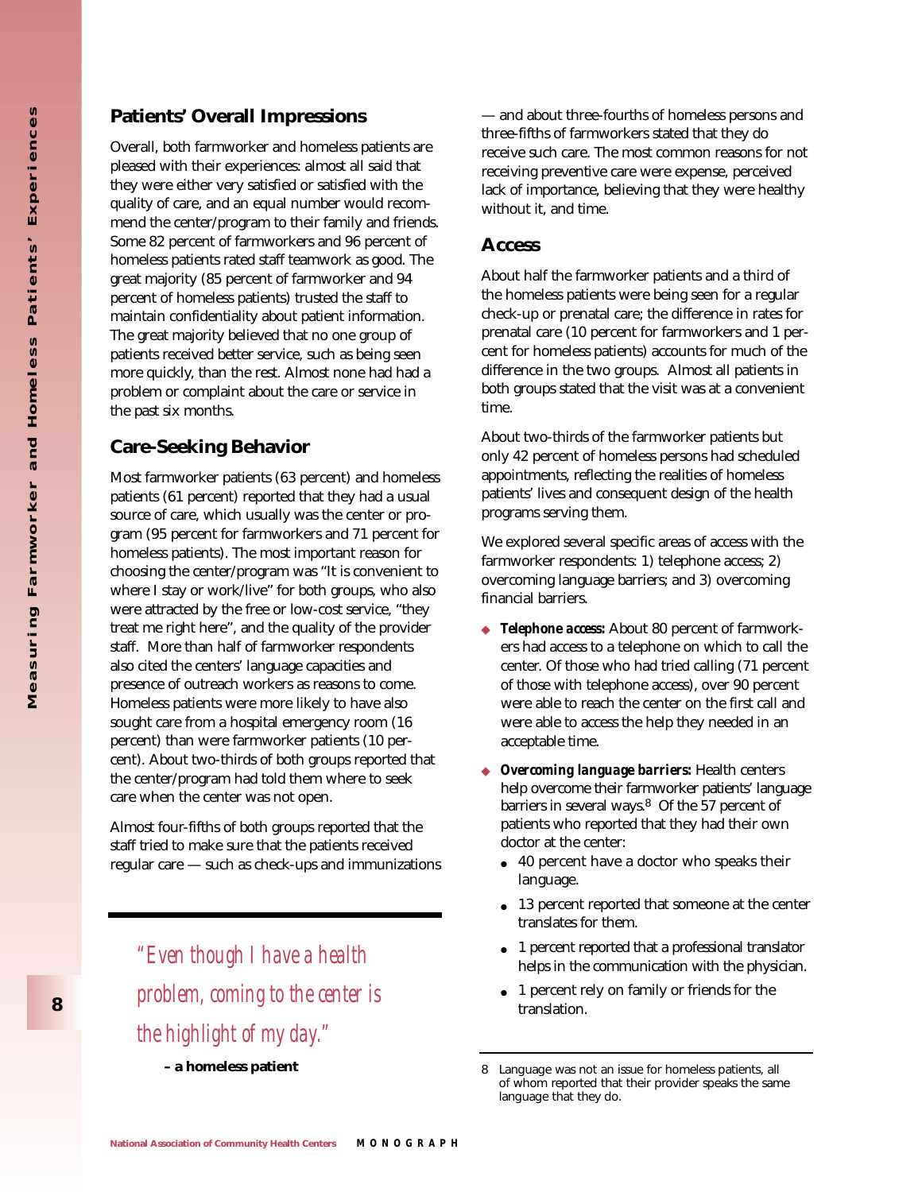## Patients' Overall Impressions

Overall, both farmworker and homeless patients are pleased with their experiences: almost all said that they were either very satisfied or satisfied with the quality of care, and an equal number would recommend the center/program to their family and friends. Some 82 percent of farmworkers and 96 percent of homeless patients rated staff teamwork as good. The great majority (85 percent of farmworker and 94 percent of homeless patients) trusted the staff to maintain confidentiality about patient information. The great majority believed that no one group of patients received better service, such as being seen more quickly, than the rest. Almost none had had a problem or complaint about the care or service in the past six months.

## Care-Seeking Behavior

Most farmworker patients (63 percent) and homeless patients (61 percent) reported that they had a usual source of care, which usually was the center or program (95 percent for farmworkers and 71 percent for homeless patients). The most important reason for choosing the center/program was "It is convenient to where I stay or work/live" for both groups, who also were attracted by the free or low-cost service, "they treat me right here", and the quality of the provider staff. More than half of farmworker respondents also cited the centers' language capacities and presence of outreach workers as reasons to come. Homeless patients were more likely to have also sought care from a hospital emergency room (16 percent) than were farmworker patients (10 percent). About two-thirds of both groups reported that the center/program had told them where to seek care when the center was not open.

Almost four-fifths of both groups reported that the staff tried to make sure that the patients received regular care — such as check-ups and immunizations — and about three-fourths of homeless persons and three-fifths of farmworkers stated that they do receive such care. The most common reasons for not receiving preventive care were expense, perceived lack of importance, believing that they were healthy without it, and time.

*"Even though I have a health problem, coming to the center is the highlight of my day."*

**– a homeless patient**

## Access

About half the farmworker patients and a third of the homeless patients were being seen for a regular check-up or prenatal care; the difference in rates for prenatal care (10 percent for farmworkers and 1 percent for homeless patients) accounts for much of the difference in the two groups. Almost all patients in both groups stated that the visit was at a convenient time.

About two-thirds of the farmworker patients but only 42 percent of homeless persons had scheduled appointments, reflecting the realities of homeless patients' lives and consequent design of the health programs serving them.

We explored several specific areas of access with the farmworker respondents: 1) telephone access; 2) overcoming language barriers; and 3) overcoming financial barriers.

- ***Telephone access:*** About 80 percent of farmworkers had access to a telephone on which to call the center. Of those who had tried calling (71 percent of those with telephone access), over 90 percent were able to reach the center on the first call and were able to access the help they needed in an acceptable time.
- ***Overcoming language barriers:*** Health centers help overcome their farmworker patients' language barriers in several ways.[8] Of the 57 percent of patients who reported that they had their own doctor at the center:
  - 40 percent have a doctor who speaks their language.
  - 13 percent reported that someone at the center translates for them.
  - 1 percent reported that a professional translator helps in the communication with the physician.
  - 1 percent rely on family or friends for the translation.

---

8 Language was not an issue for homeless patients, all of whom reported that their provider speaks the same language that they do.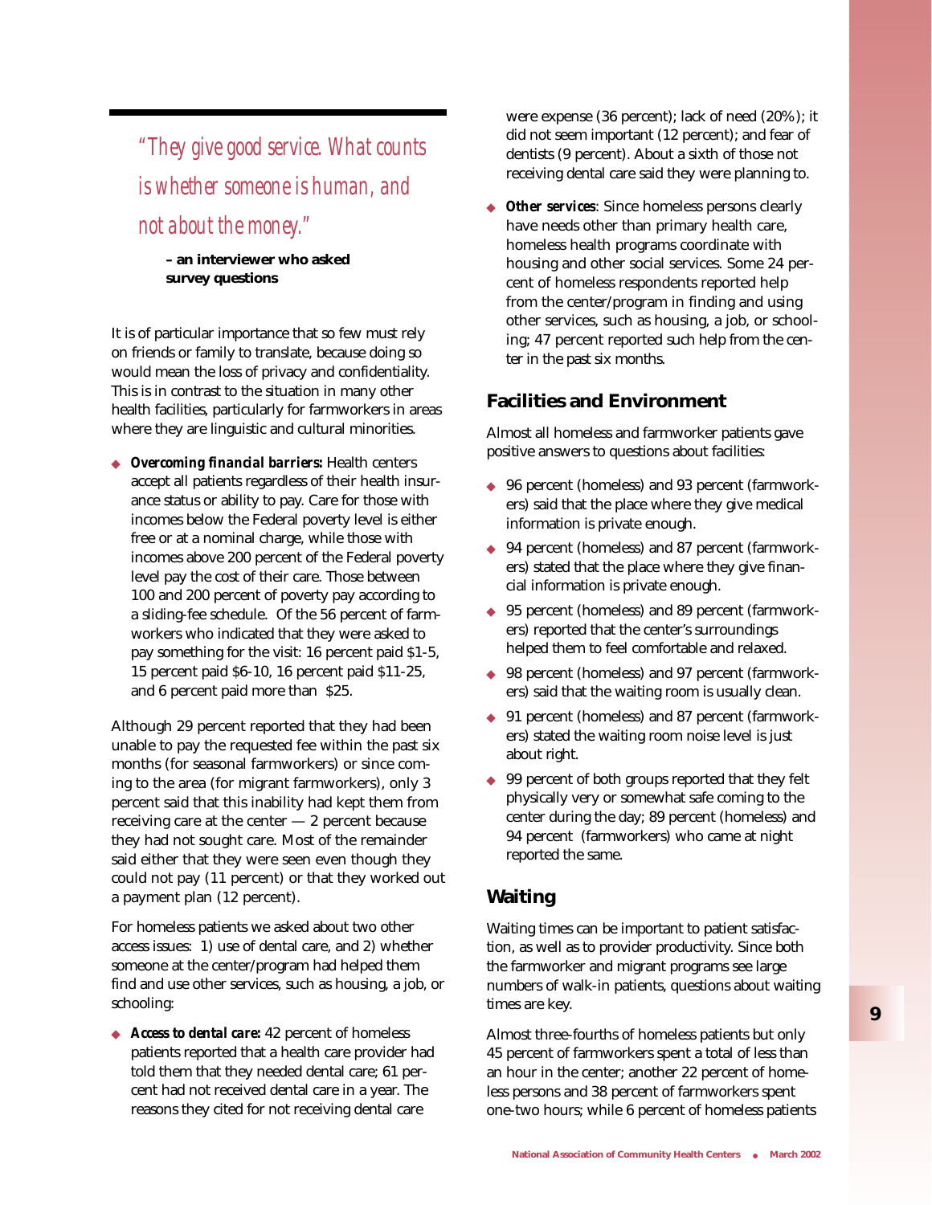*"They give good service. What counts is whether someone is human, and not about the money."*

**– an interviewer who asked survey questions**

It is of particular importance that so few must rely on friends or family to translate, because doing so would mean the loss of privacy and confidentiality. This is in contrast to the situation in many other health facilities, particularly for farmworkers in areas where they are linguistic and cultural minorities.

- ***Overcoming financial barriers:*** Health centers accept all patients regardless of their health insurance status or ability to pay. Care for those with incomes below the Federal poverty level is either free or at a nominal charge, while those with incomes above 200 percent of the Federal poverty level pay the cost of their care. Those between 100 and 200 percent of poverty pay according to a sliding-fee schedule. Of the 56 percent of farmworkers who indicated that they were asked to pay something for the visit: 16 percent paid $1-5, 15 percent paid $6-10, 16 percent paid $11-25, and 6 percent paid more than $25.

Although 29 percent reported that they had been unable to pay the requested fee within the past six months (for seasonal farmworkers) or since coming to the area (for migrant farmworkers), only 3 percent said that this inability had kept them from receiving care at the center — 2 percent because they had not sought care. Most of the remainder said either that they were seen even though they could not pay (11 percent) or that they worked out a payment plan (12 percent).

For homeless patients we asked about two other access issues: 1) use of dental care, and 2) whether someone at the center/program had helped them find and use other services, such as housing, a job, or schooling:

- ***Access to dental care:*** 42 percent of homeless patients reported that a health care provider had told them that they needed dental care; 61 percent had not received dental care in a year. The reasons they cited for not receiving dental care were expense (36 percent); lack of need (20%); it did not seem important (12 percent); and fear of dentists (9 percent). About a sixth of those not receiving dental care said they were planning to.
- ***Other services***: Since homeless persons clearly have needs other than primary health care, homeless health programs coordinate with housing and other social services. Some 24 percent of homeless respondents reported help from the center/program in finding and using other services, such as housing, a job, or schooling; 47 percent reported such help from the center in the past six months.

## Facilities and Environment

Almost all homeless and farmworker patients gave positive answers to questions about facilities:

- 96 percent (homeless) and 93 percent (farmworkers) said that the place where they give medical information is private enough.
- 94 percent (homeless) and 87 percent (farmworkers) stated that the place where they give financial information is private enough.
- 95 percent (homeless) and 89 percent (farmworkers) reported that the center's surroundings helped them to feel comfortable and relaxed.
- 98 percent (homeless) and 97 percent (farmworkers) said that the waiting room is usually clean.
- 91 percent (homeless) and 87 percent (farmworkers) stated the waiting room noise level is just about right.
- 99 percent of both groups reported that they felt physically very or somewhat safe coming to the center during the day; 89 percent (homeless) and 94 percent (farmworkers) who came at night reported the same.

## Waiting

Waiting times can be important to patient satisfaction, as well as to provider productivity. Since both the farmworker and migrant programs see large numbers of walk-in patients, questions about waiting times are key.

Almost three-fourths of homeless patients but only 45 percent of farmworkers spent a total of less than an hour in the center; another 22 percent of homeless persons and 38 percent of farmworkers spent one-two hours; while 6 percent of homeless patients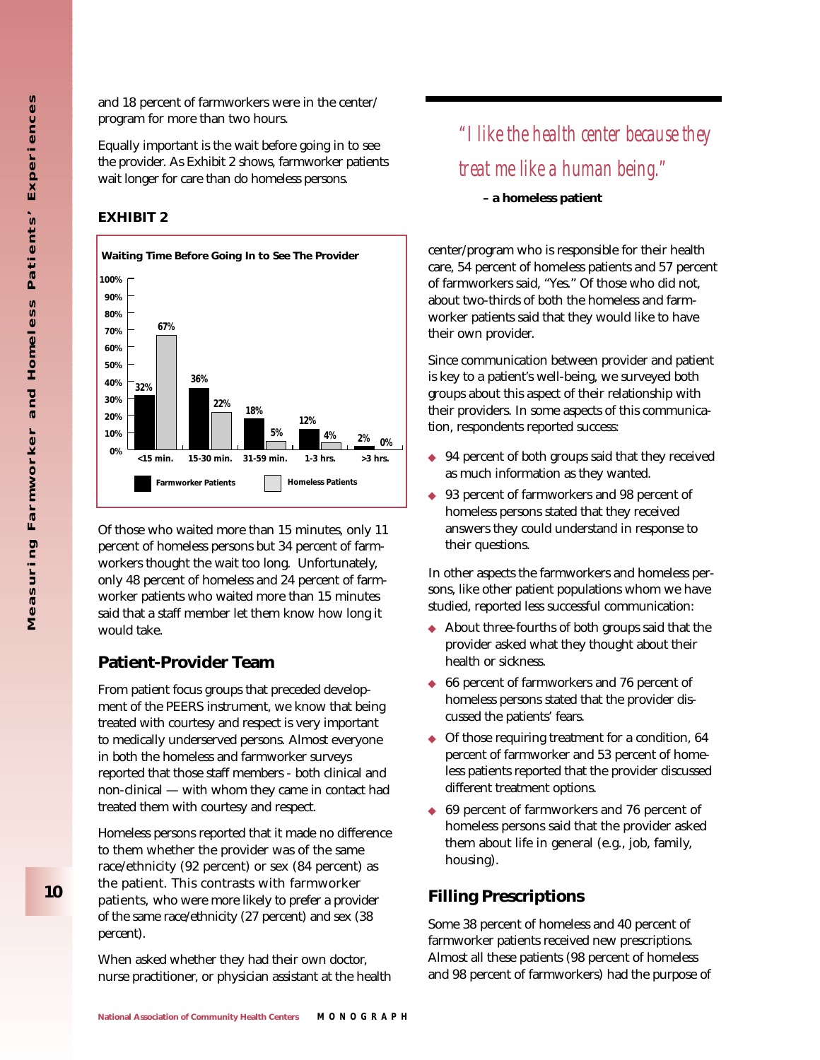and 18 percent of farmworkers were in the center/program for more than two hours.

Equally important is the wait before going in to see the provider. As Exhibit 2 shows, farmworker patients wait longer for care than do homeless persons.

**EXHIBIT 2**

**Waiting Time Before Going In to See The Provider**

| | <15 min. | 15-30 min. | 31-59 min. | 1-3 hrs. | >3 hrs. |
|---|---|---|---|---|---|
| Farmworker Patients | 32% | 36% | 18% | 12% | 2% |
| Homeless Patients | 67% | 22% | 5% | 4% | 0% |

Of those who waited more than 15 minutes, only 11 percent of homeless persons but 34 percent of farmworkers thought the wait too long. Unfortunately, only 48 percent of homeless and 24 percent of farmworker patients who waited more than 15 minutes said that a staff member let them know how long it would take.

## Patient-Provider Team

From patient focus groups that preceded development of the PEERS instrument, we know that being treated with courtesy and respect is very important to medically underserved persons. Almost everyone in both the homeless and farmworker surveys reported that those staff members - both clinical and non-clinical — with whom they came in contact had treated them with courtesy and respect.

Homeless persons reported that it made no difference to them whether the provider was of the same race/ethnicity (92 percent) or sex (84 percent) as the patient. This contrasts with farmworker patients, who were more likely to prefer a provider of the same race/ethnicity (27 percent) and sex (38 percent).

When asked whether they had their own doctor, nurse practitioner, or physician assistant at the health center/program who is responsible for their health care, 54 percent of homeless patients and 57 percent of farmworkers said, "Yes." Of those who did not, about two-thirds of both the homeless and farmworker patients said that they would like to have their own provider.

*"I like the health center because they treat me like a human being."*

**– a homeless patient**

Since communication between provider and patient is key to a patient's well-being, we surveyed both groups about this aspect of their relationship with their providers. In some aspects of this communication, respondents reported success:

- 94 percent of both groups said that they received as much information as they wanted.
- 93 percent of farmworkers and 98 percent of homeless persons stated that they received answers they could understand in response to their questions.

In other aspects the farmworkers and homeless persons, like other patient populations whom we have studied, reported less successful communication:

- About three-fourths of both groups said that the provider asked what they thought about their health or sickness.
- 66 percent of farmworkers and 76 percent of homeless persons stated that the provider discussed the patients' fears.
- Of those requiring treatment for a condition, 64 percent of farmworker and 53 percent of homeless patients reported that the provider discussed different treatment options.
- 69 percent of farmworkers and 76 percent of homeless persons said that the provider asked them about life in general (e.g., job, family, housing).

## Filling Prescriptions

Some 38 percent of homeless and 40 percent of farmworker patients received new prescriptions. Almost all these patients (98 percent of homeless and 98 percent of farmworkers) had the purpose of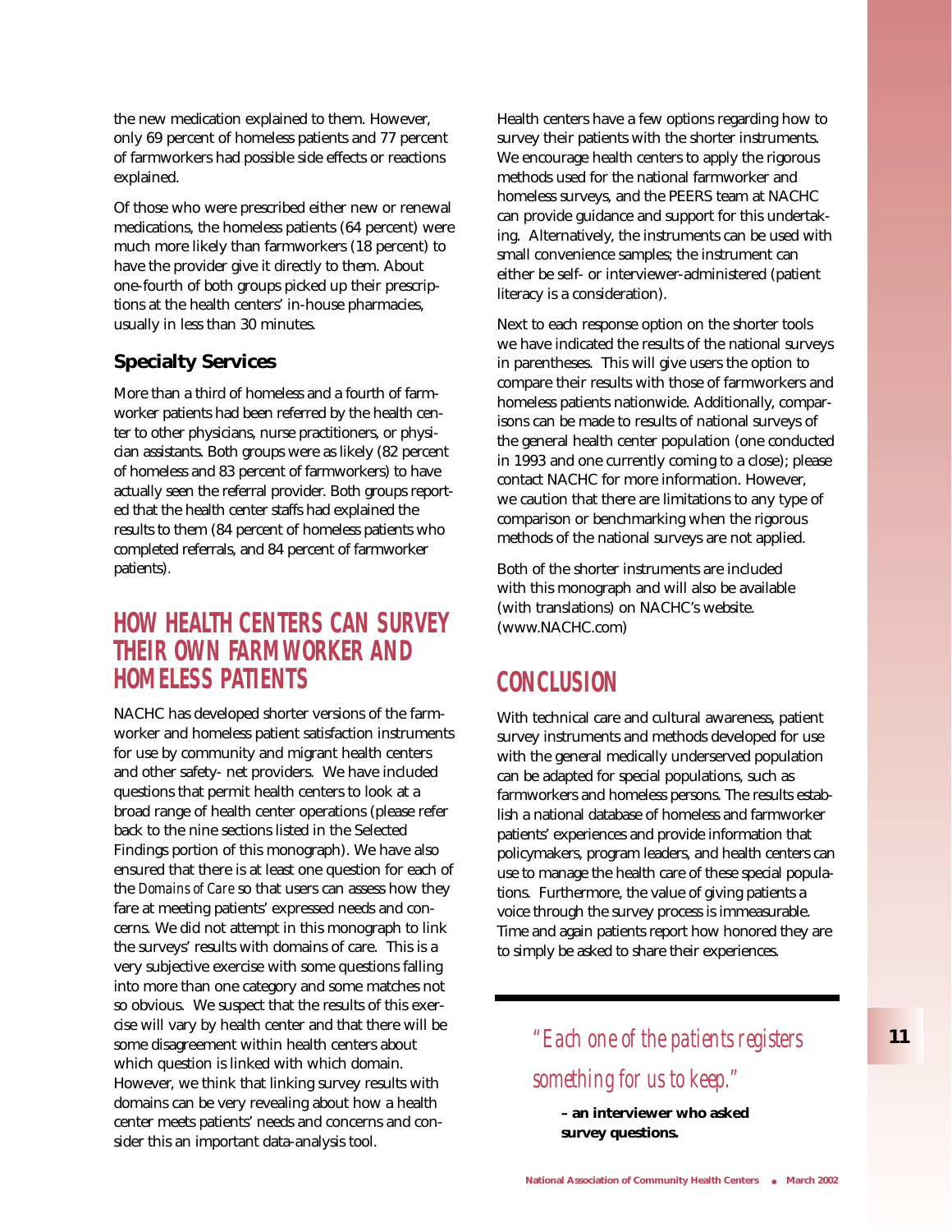the new medication explained to them. However, only 69 percent of homeless patients and 77 percent of farmworkers had possible side effects or reactions explained.

Of those who were prescribed either new or renewal medications, the homeless patients (64 percent) were much more likely than farmworkers (18 percent) to have the provider give it directly to them. About one-fourth of both groups picked up their prescriptions at the health centers' in-house pharmacies, usually in less than 30 minutes.

### Specialty Services

More than a third of homeless and a fourth of farmworker patients had been referred by the health center to other physicians, nurse practitioners, or physician assistants. Both groups were as likely (82 percent of homeless and 83 percent of farmworkers) to have actually seen the referral provider. Both groups reported that the health center staffs had explained the results to them (84 percent of homeless patients who completed referrals, and 84 percent of farmworker patients).

## HOW HEALTH CENTERS CAN SURVEY THEIR OWN FARMWORKER AND HOMELESS PATIENTS

NACHC has developed shorter versions of the farmworker and homeless patient satisfaction instruments for use by community and migrant health centers and other safety- net providers. We have included questions that permit health centers to look at a broad range of health center operations (please refer back to the nine sections listed in the Selected Findings portion of this monograph). We have also ensured that there is at least one question for each of the *Domains of Care* so that users can assess how they fare at meeting patients' expressed needs and concerns. We did not attempt in this monograph to link the surveys' results with domains of care. This is a very subjective exercise with some questions falling into more than one category and some matches not so obvious. We suspect that the results of this exercise will vary by health center and that there will be some disagreement within health centers about which question is linked with which domain. However, we think that linking survey results with domains can be very revealing about how a health center meets patients' needs and concerns and consider this an important data-analysis tool.

Health centers have a few options regarding how to survey their patients with the shorter instruments. We encourage health centers to apply the rigorous methods used for the national farmworker and homeless surveys, and the PEERS team at NACHC can provide guidance and support for this undertaking. Alternatively, the instruments can be used with small convenience samples; the instrument can either be self- or interviewer-administered (patient literacy is a consideration).

Next to each response option on the shorter tools we have indicated the results of the national surveys in parentheses. This will give users the option to compare their results with those of farmworkers and homeless patients nationwide. Additionally, comparisons can be made to results of national surveys of the general health center population (one conducted in 1993 and one currently coming to a close); please contact NACHC for more information. However, we caution that there are limitations to any type of comparison or benchmarking when the rigorous methods of the national surveys are not applied.

Both of the shorter instruments are included with this monograph and will also be available (with translations) on NACHC's website. (www.NACHC.com)

## CONCLUSION

With technical care and cultural awareness, patient survey instruments and methods developed for use with the general medically underserved population can be adapted for special populations, such as farmworkers and homeless persons. The results establish a national database of homeless and farmworker patients' experiences and provide information that policymakers, program leaders, and health centers can use to manage the health care of these special populations. Furthermore, the value of giving patients a voice through the survey process is immeasurable. Time and again patients report how honored they are to simply be asked to share their experiences.

> *"Each one of the patients registers something for us to keep."*
>
> **– an interviewer who asked survey questions.**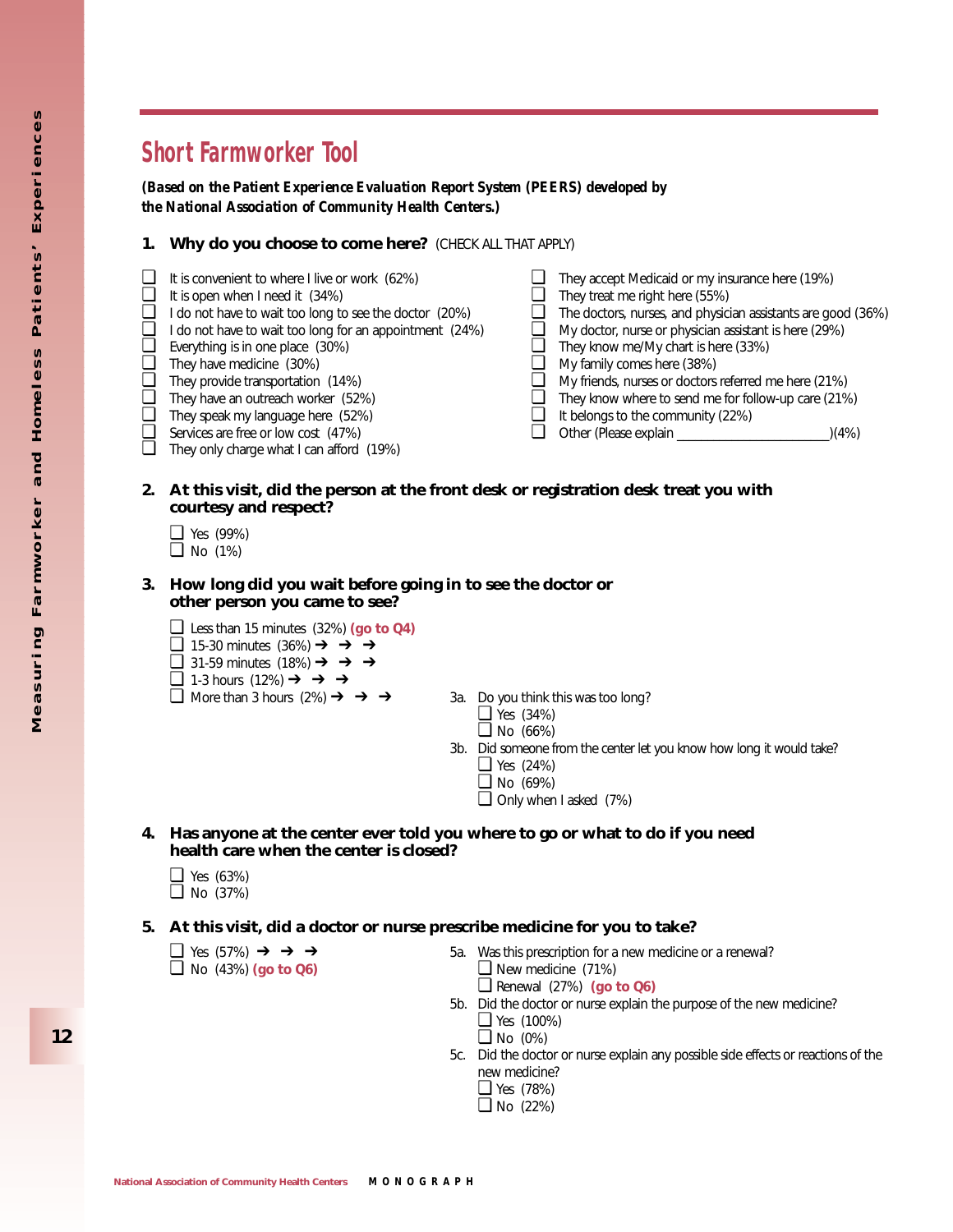## Short Farmworker Tool

***(Based on the Patient Experience Evaluation Report System (PEERS) developed by the National Association of Community Health Centers.)***

**1. Why do you choose to come here?** (CHECK ALL THAT APPLY)

- ❑ It is convenient to where I live or work (62%)
- ❑ It is open when I need it (34%)
- ❑ I do not have to wait too long to see the doctor (20%)
- ❑ I do not have to wait too long for an appointment (24%)
- ❑ Everything is in one place (30%)
- ❑ They have medicine (30%)
- ❑ They provide transportation (14%)
- ❑ They have an outreach worker (52%)
- ❑ They speak my language here (52%)
- ❑ Services are free or low cost (47%)
- ❑ They only charge what I can afford (19%)
- ❑ They accept Medicaid or my insurance here (19%)
- ❑ They treat me right here (55%)
- ❑ The doctors, nurses, and physician assistants are good (36%)
- ❑ My doctor, nurse or physician assistant is here (29%)
- ❑ They know me/My chart is here (33%)
- ❑ My family comes here (38%)
- ❑ My friends, nurses or doctors referred me here (21%)
- ❑ They know where to send me for follow-up care (21%)
- ❑ It belongs to the community (22%)
- ❑ Other (Please explain ______________________)(4%)

**2. At this visit, did the person at the front desk or registration desk treat you with courtesy and respect?**

- ❑ Yes (99%)
- ❑ No (1%)

**3. How long did you wait before going in to see the doctor or other person you came to see?**

- ❑ Less than 15 minutes (32%) **(go to Q4)**
- ❑ 15-30 minutes (36%) → → →
- ❑ 31-59 minutes (18%) → → →
- ❑ 1-3 hours (12%) → → →
- ❑ More than 3 hours (2%) → → →

3a. Do you think this was too long?

- ❑ Yes (34%)
- ❑ No (66%)

3b. Did someone from the center let you know how long it would take?

- ❑ Yes (24%)
- ❑ No (69%)
- ❑ Only when I asked (7%)

**4. Has anyone at the center ever told you where to go or what to do if you need health care when the center is closed?**

- ❑ Yes (63%)
- ❑ No (37%)

**5. At this visit, did a doctor or nurse prescribe medicine for you to take?**

- ❑ Yes (57%) → → →
- ❑ No (43%) **(go to Q6)**

5a. Was this prescription for a new medicine or a renewal?

- ❑ New medicine (71%)
- ❑ Renewal (27%) **(go to Q6)**

5b. Did the doctor or nurse explain the purpose of the new medicine?

- ❑ Yes (100%)
- ❑ No (0%)

5c. Did the doctor or nurse explain any possible side effects or reactions of the new medicine?

- ❑ Yes (78%)
- ❑ No (22%)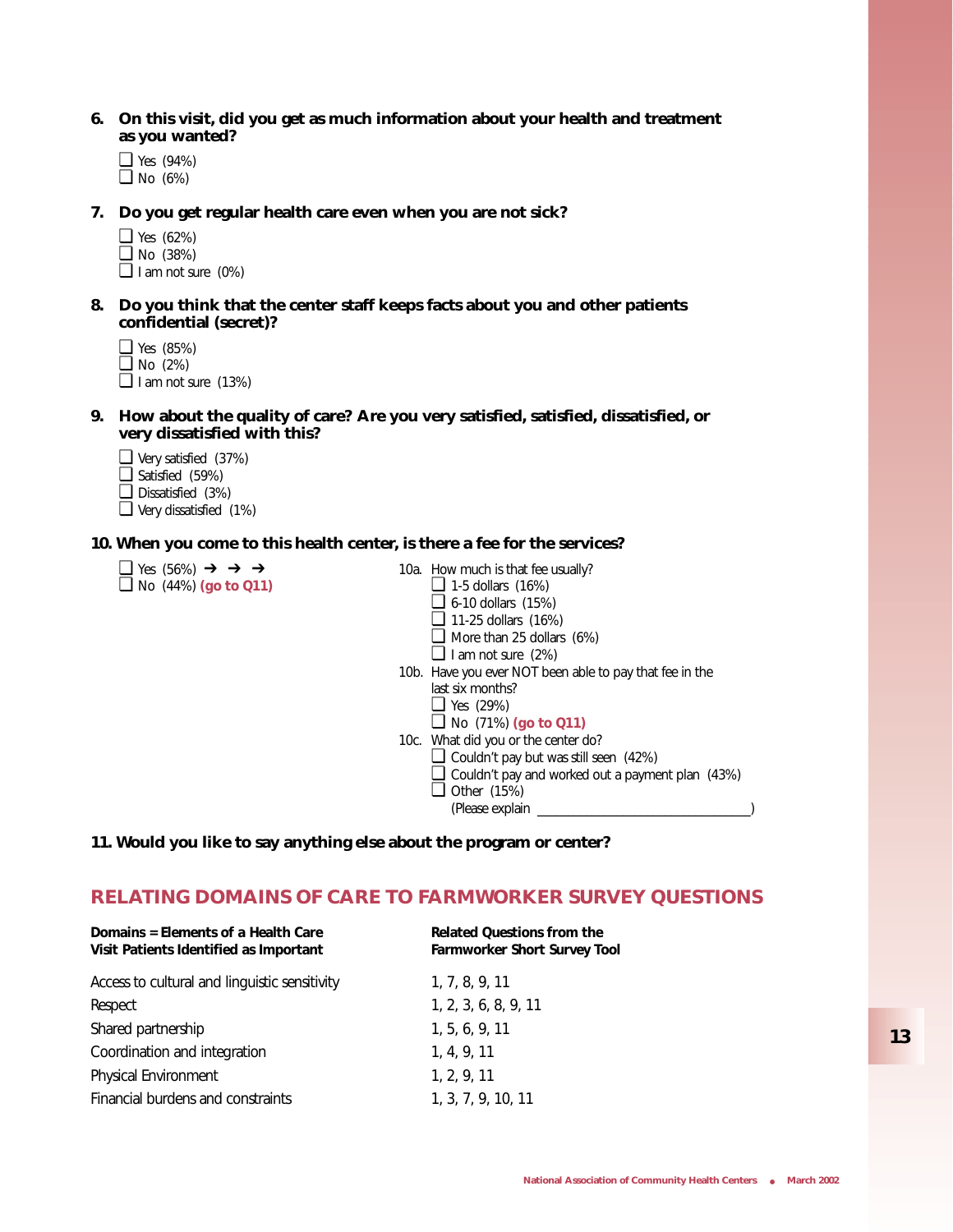**6. On this visit, did you get as much information about your health and treatment as you wanted?**

- ❑ Yes (94%)
- ❑ No (6%)

**7. Do you get regular health care even when you are not sick?**

- ❑ Yes (62%)
- ❑ No (38%)
- ❑ I am not sure (0%)

**8. Do you think that the center staff keeps facts about you and other patients confidential (secret)?**

- ❑ Yes (85%)
- ❑ No (2%)
- ❑ I am not sure (13%)

**9. How about the quality of care? Are you very satisfied, satisfied, dissatisfied, or very dissatisfied with this?**

- ❑ Very satisfied (37%)
- ❑ Satisfied (59%)
- ❑ Dissatisfied (3%)
- ❑ Very dissatisfied (1%)

**10. When you come to this health center, is there a fee for the services?**

- ❑ Yes (56%) ➔ ➔ ➔
- ❑ No (44%) **(go to Q11)**

10a. How much is that fee usually?

- ❑ 1-5 dollars (16%)
- ❑ 6-10 dollars (15%)
- ❑ 11-25 dollars (16%)
- ❑ More than 25 dollars (6%)
- ❑ I am not sure (2%)

10b. Have you ever NOT been able to pay that fee in the last six months?

- ❑ Yes (29%)
- ❑ No (71%) **(go to Q11)**

10c. What did you or the center do?

- ❑ Couldn't pay but was still seen (42%)
- ❑ Couldn't pay and worked out a payment plan (43%)
- ❑ Other (15%)
  (Please explain ________________________________)

**11. Would you like to say anything else about the program or center?**

## RELATING DOMAINS OF CARE TO FARMWORKER SURVEY QUESTIONS

| Domains = Elements of a Health Care Visit Patients Identified as Important | Related Questions from the Farmworker Short Survey Tool |
|---|---|
| Access to cultural and linguistic sensitivity | 1, 7, 8, 9, 11 |
| Respect | 1, 2, 3, 6, 8, 9, 11 |
| Shared partnership | 1, 5, 6, 9, 11 |
| Coordination and integration | 1, 4, 9, 11 |
| Physical Environment | 1, 2, 9, 11 |
| Financial burdens and constraints | 1, 3, 7, 9, 10, 11 |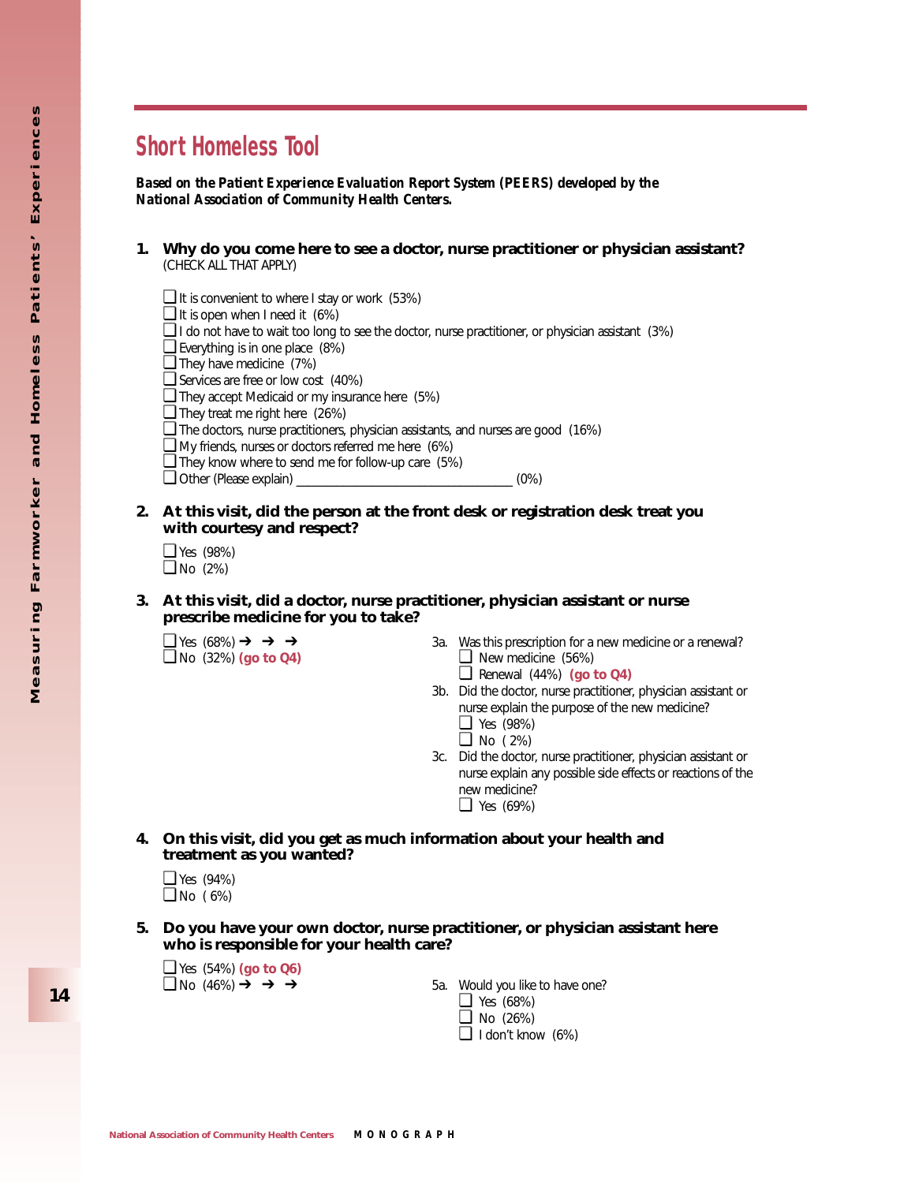## Short Homeless Tool

***Based on the Patient Experience Evaluation Report System (PEERS) developed by the National Association of Community Health Centers.***

**1. Why do you come here to see a doctor, nurse practitioner or physician assistant?**
(CHECK ALL THAT APPLY)

- ❑ It is convenient to where I stay or work (53%)
- ❑ It is open when I need it (6%)
- ❑ I do not have to wait too long to see the doctor, nurse practitioner, or physician assistant (3%)
- ❑ Everything is in one place (8%)
- ❑ They have medicine (7%)
- ❑ Services are free or low cost (40%)
- ❑ They accept Medicaid or my insurance here (5%)
- ❑ They treat me right here (26%)
- ❑ The doctors, nurse practitioners, physician assistants, and nurses are good (16%)
- ❑ My friends, nurses or doctors referred me here (6%)
- ❑ They know where to send me for follow-up care (5%)
- ❑ Other (Please explain) ________________________________ (0%)

**2. At this visit, did the person at the front desk or registration desk treat you with courtesy and respect?**

- ❑ Yes (98%)
- ❑ No (2%)

**3. At this visit, did a doctor, nurse practitioner, physician assistant or nurse prescribe medicine for you to take?**

- ❑ Yes (68%) ➔ ➔ ➔
- ❑ No (32%) **(go to Q4)**

3a. Was this prescription for a new medicine or a renewal?
- ❑ New medicine (56%)
- ❑ Renewal (44%) **(go to Q4)**

3b. Did the doctor, nurse practitioner, physician assistant or nurse explain the purpose of the new medicine?
- ❑ Yes (98%)
- ❑ No ( 2%)

3c. Did the doctor, nurse practitioner, physician assistant or nurse explain any possible side effects or reactions of the new medicine?
- ❑ Yes (69%)

**4. On this visit, did you get as much information about your health and treatment as you wanted?**

- ❑ Yes (94%)
- ❑ No ( 6%)

**5. Do you have your own doctor, nurse practitioner, or physician assistant here who is responsible for your health care?**

- ❑ Yes (54%) **(go to Q6)**
- ❑ No (46%) ➔ ➔ ➔

5a. Would you like to have one?
- ❑ Yes (68%)
- ❑ No (26%)
- ❑ I don't know (6%)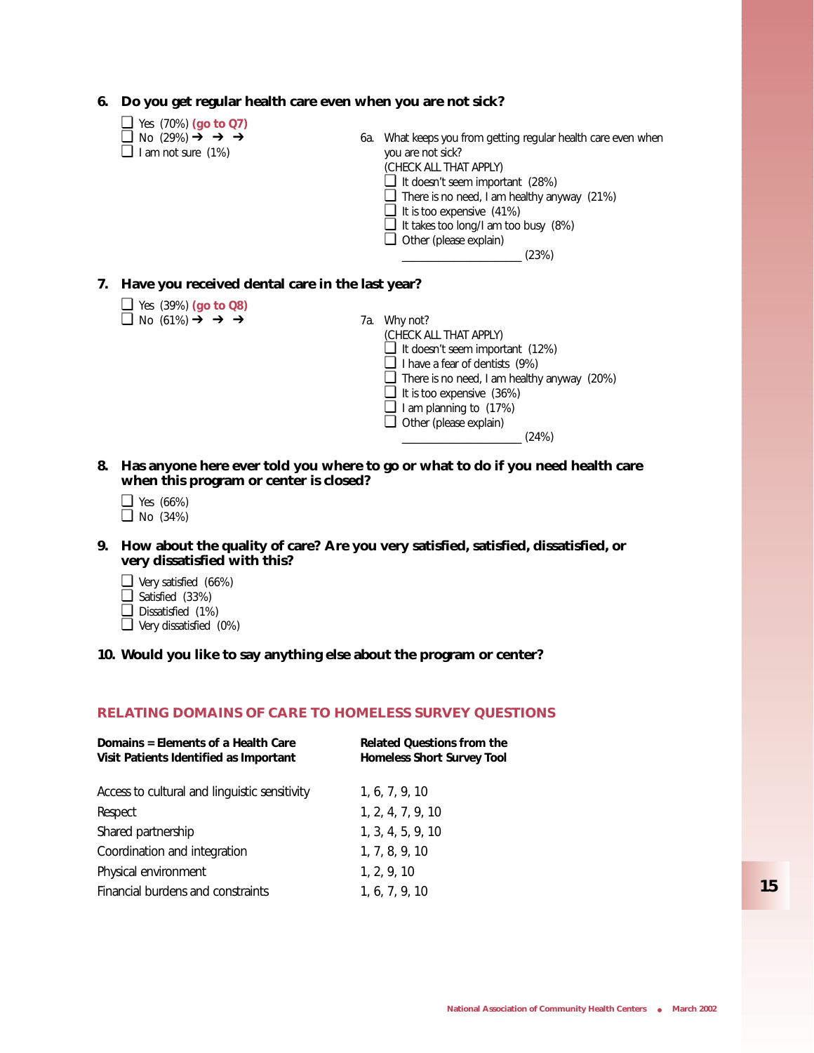**6. Do you get regular health care even when you are not sick?**

- ❑ Yes (70%) **(go to Q7)**
- ❑ No (29%) ➔ ➔ ➔
- ❑ I am not sure (1%)

6a. What keeps you from getting regular health care even when you are not sick?
(CHECK ALL THAT APPLY)

- ❑ It doesn't seem important (28%)
- ❑ There is no need, I am healthy anyway (21%)
- ❑ It is too expensive (41%)
- ❑ It takes too long/I am too busy (8%)
- ❑ Other (please explain)
  ____________________ (23%)

**7. Have you received dental care in the last year?**

- ❑ Yes (39%) **(go to Q8)**
- ❑ No (61%) ➔ ➔ ➔

7a. Why not?
(CHECK ALL THAT APPLY)

- ❑ It doesn't seem important (12%)
- ❑ I have a fear of dentists (9%)
- ❑ There is no need, I am healthy anyway (20%)
- ❑ It is too expensive (36%)
- ❑ I am planning to (17%)
- ❑ Other (please explain)
  ____________________ (24%)

**8. Has anyone here ever told you where to go or what to do if you need health care when this program or center is closed?**

- ❑ Yes (66%)
- ❑ No (34%)

**9. How about the quality of care? Are you very satisfied, satisfied, dissatisfied, or very dissatisfied with this?**

- ❑ Very satisfied (66%)
- ❑ Satisfied (33%)
- ❑ Dissatisfied (1%)
- ❑ Very dissatisfied (0%)

**10. Would you like to say anything else about the program or center?**

## RELATING DOMAINS OF CARE TO HOMELESS SURVEY QUESTIONS

| Domains = Elements of a Health Care Visit Patients Identified as Important | Related Questions from the Homeless Short Survey Tool |
|---|---|
| Access to cultural and linguistic sensitivity | 1, 6, 7, 9, 10 |
| Respect | 1, 2, 4, 7, 9, 10 |
| Shared partnership | 1, 3, 4, 5, 9, 10 |
| Coordination and integration | 1, 7, 8, 9, 10 |
| Physical environment | 1, 2, 9, 10 |
| Financial burdens and constraints | 1, 6, 7, 9, 10 |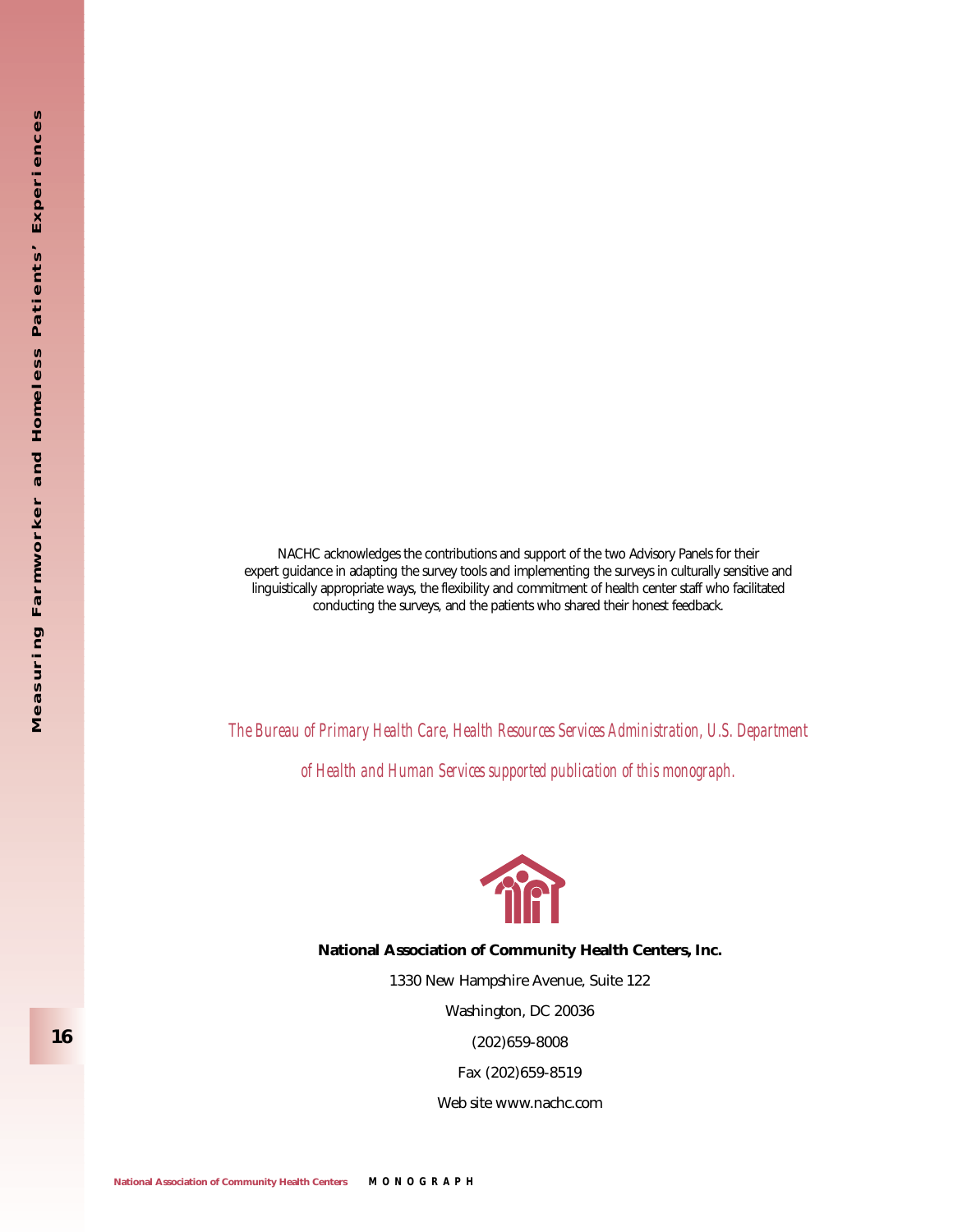NACHC acknowledges the contributions and support of the two Advisory Panels for their expert guidance in adapting the survey tools and implementing the surveys in culturally sensitive and linguistically appropriate ways, the flexibility and commitment of health center staff who facilitated conducting the surveys, and the patients who shared their honest feedback.

*The Bureau of Primary Health Care, Health Resources Services Administration, U.S. Department of Health and Human Services supported publication of this monograph.*

**National Association of Community Health Centers, Inc.**

1330 New Hampshire Avenue, Suite 122

Washington, DC 20036

(202)659-8008

Fax (202)659-8519

Web site www.nachc.com